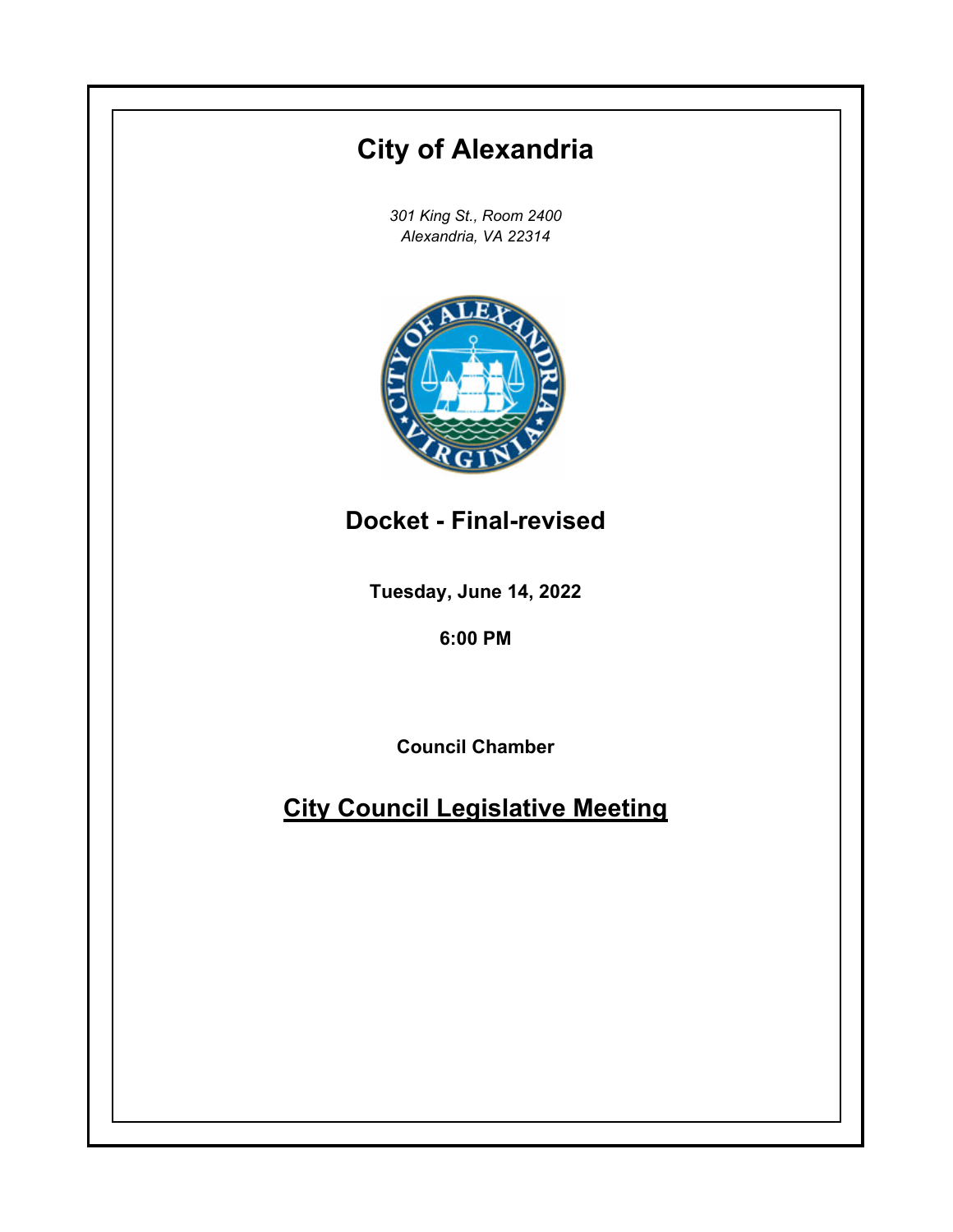# City of Alexandria

*301 King St., Room 2400*
*Alexandria, VA 22314*

## Docket - Final-revised

**Tuesday, June 14, 2022**

**6:00 PM**

**Council Chamber**

## City Council Legislative Meeting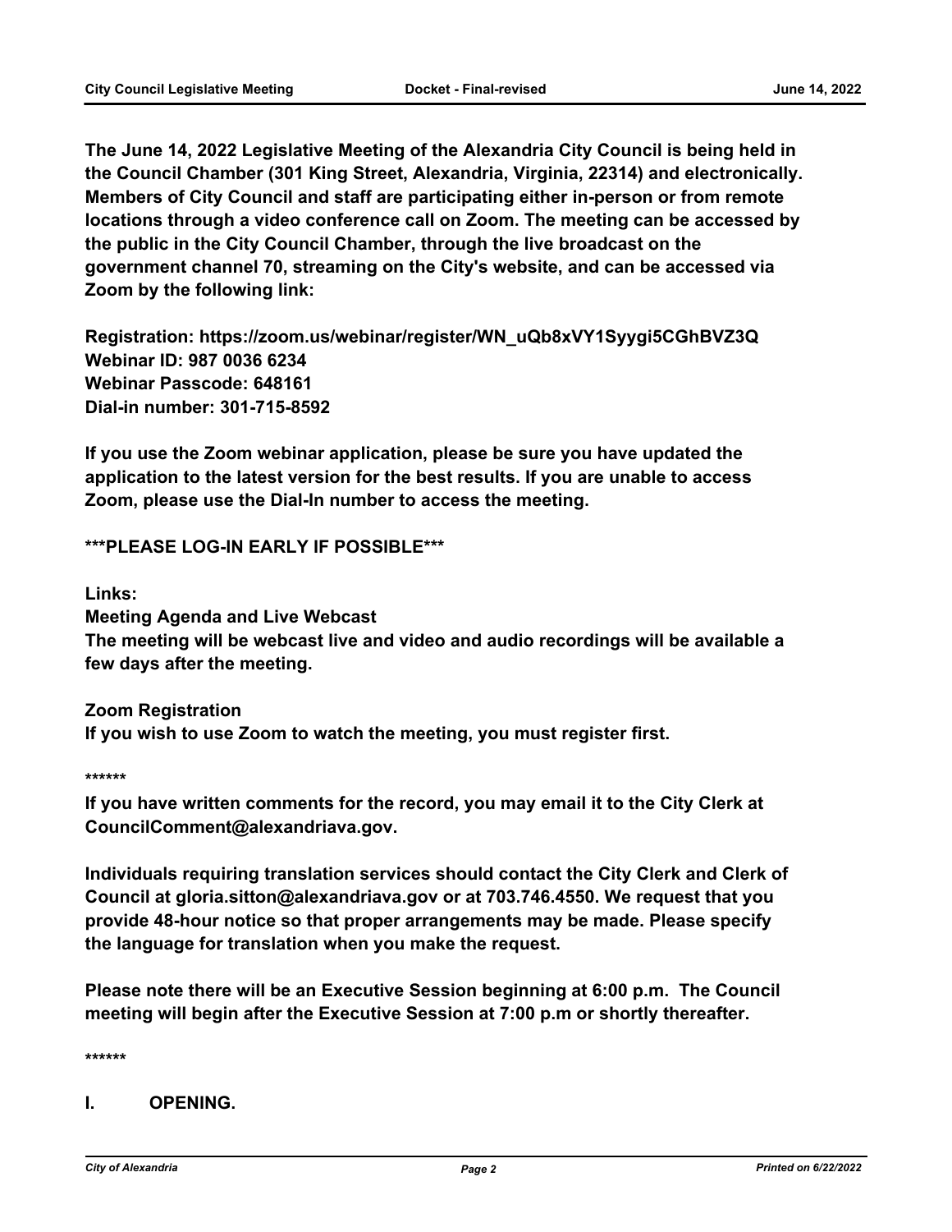**The June 14, 2022 Legislative Meeting of the Alexandria City Council is being held in the Council Chamber (301 King Street, Alexandria, Virginia, 22314) and electronically. Members of City Council and staff are participating either in-person or from remote locations through a video conference call on Zoom. The meeting can be accessed by the public in the City Council Chamber, through the live broadcast on the government channel 70, streaming on the City's website, and can be accessed via Zoom by the following link:**

**Registration: https://zoom.us/webinar/register/WN_uQb8xVY1Syygi5CGhBVZ3Q**
**Webinar ID: 987 0036 6234**
**Webinar Passcode: 648161**
**Dial-in number: 301-715-8592**

**If you use the Zoom webinar application, please be sure you have updated the application to the latest version for the best results. If you are unable to access Zoom, please use the Dial-In number to access the meeting.**

**\*\*\*PLEASE LOG-IN EARLY IF POSSIBLE\*\*\***

**Links:**
**Meeting Agenda and Live Webcast**
**The meeting will be webcast live and video and audio recordings will be available a few days after the meeting.**

**Zoom Registration**
**If you wish to use Zoom to watch the meeting, you must register first.**

**\*\*\*\*\*\***

**If you have written comments for the record, you may email it to the City Clerk at CouncilComment@alexandriava.gov.**

**Individuals requiring translation services should contact the City Clerk and Clerk of Council at gloria.sitton@alexandriava.gov or at 703.746.4550. We request that you provide 48-hour notice so that proper arrangements may be made. Please specify the language for translation when you make the request.**

**Please note there will be an Executive Session beginning at 6:00 p.m. The Council meeting will begin after the Executive Session at 7:00 p.m or shortly thereafter.**

**\*\*\*\*\*\***

## I. OPENING.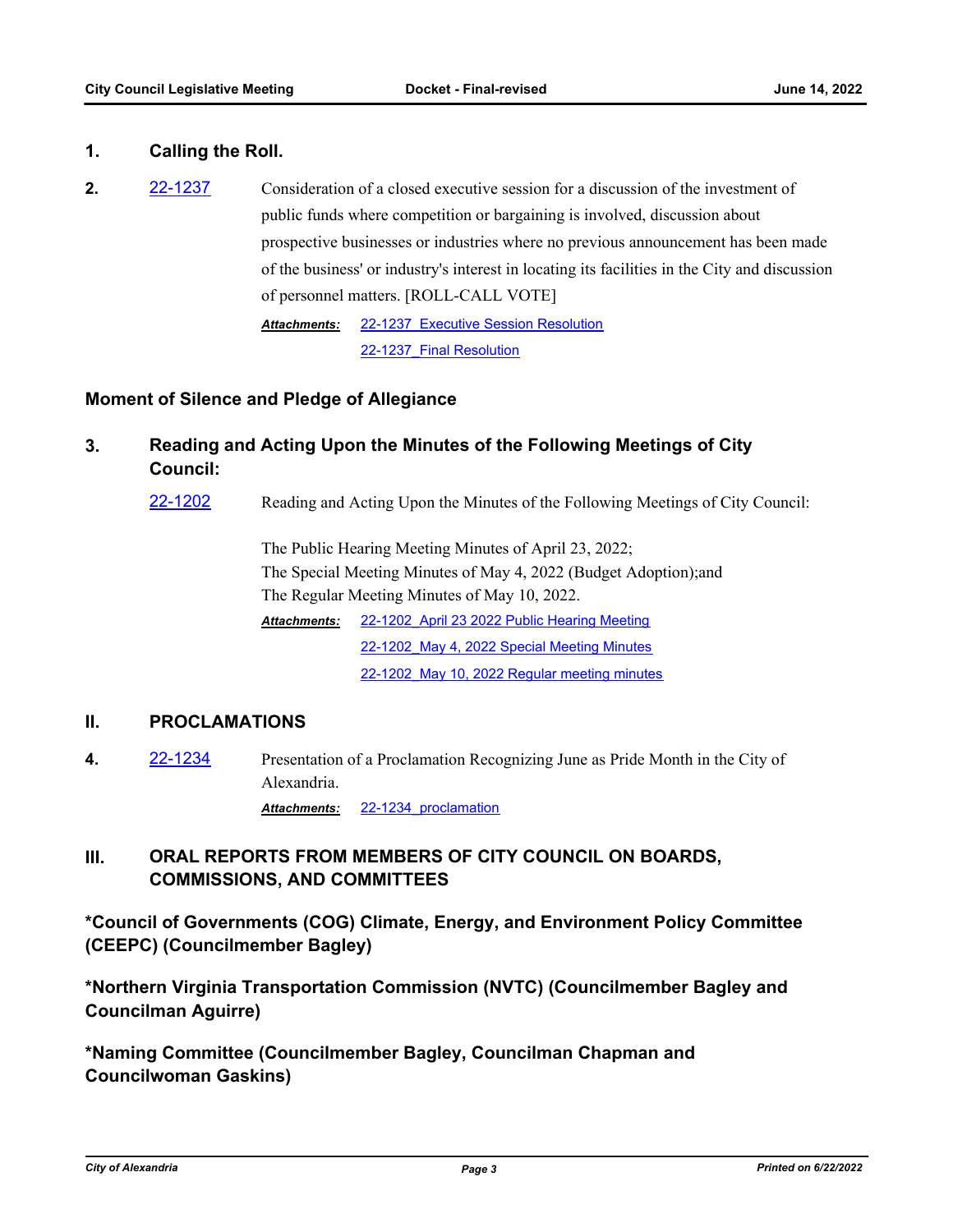**1. Calling the Roll.**

**2.** 22-1237 Consideration of a closed executive session for a discussion of the investment of public funds where competition or bargaining is involved, discussion about prospective businesses or industries where no previous announcement has been made of the business' or industry's interest in locating its facilities in the City and discussion of personnel matters. [ROLL-CALL VOTE]

***Attachments:*** 22-1237_Executive Session Resolution
22-1237_Final Resolution

## Moment of Silence and Pledge of Allegiance

## 3. Reading and Acting Upon the Minutes of the Following Meetings of City Council:

22-1202 Reading and Acting Upon the Minutes of the Following Meetings of City Council:

The Public Hearing Meeting Minutes of April 23, 2022;
The Special Meeting Minutes of May 4, 2022 (Budget Adoption);and
The Regular Meeting Minutes of May 10, 2022.

***Attachments:*** 22-1202_April 23 2022 Public Hearing Meeting
22-1202_May 4, 2022 Special Meeting Minutes
22-1202_May 10, 2022 Regular meeting minutes

## II. PROCLAMATIONS

**4.** 22-1234 Presentation of a Proclamation Recognizing June as Pride Month in the City of Alexandria.

***Attachments:*** 22-1234_proclamation

## III. ORAL REPORTS FROM MEMBERS OF CITY COUNCIL ON BOARDS, COMMISSIONS, AND COMMITTEES

**\*Council of Governments (COG) Climate, Energy, and Environment Policy Committee (CEEPC) (Councilmember Bagley)**

**\*Northern Virginia Transportation Commission (NVTC) (Councilmember Bagley and Councilman Aguirre)**

**\*Naming Committee (Councilmember Bagley, Councilman Chapman and Councilwoman Gaskins)**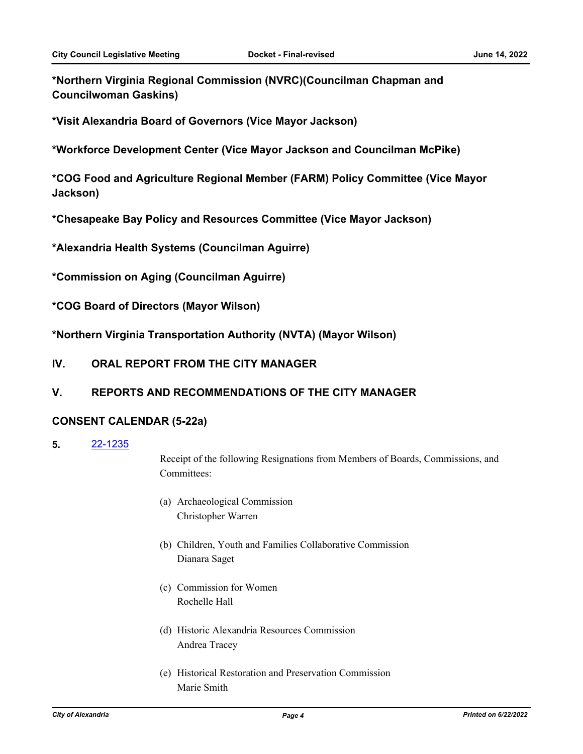**\*Northern Virginia Regional Commission (NVRC)(Councilman Chapman and Councilwoman Gaskins)**

**\*Visit Alexandria Board of Governors (Vice Mayor Jackson)**

**\*Workforce Development Center (Vice Mayor Jackson and Councilman McPike)**

**\*COG Food and Agriculture Regional Member (FARM) Policy Committee (Vice Mayor Jackson)**

**\*Chesapeake Bay Policy and Resources Committee (Vice Mayor Jackson)**

**\*Alexandria Health Systems (Councilman Aguirre)**

**\*Commission on Aging (Councilman Aguirre)**

**\*COG Board of Directors (Mayor Wilson)**

**\*Northern Virginia Transportation Authority (NVTA) (Mayor Wilson)**

## IV. ORAL REPORT FROM THE CITY MANAGER

## V. REPORTS AND RECOMMENDATIONS OF THE CITY MANAGER

### CONSENT CALENDAR (5-22a)

**5.** 22-1235

Receipt of the following Resignations from Members of Boards, Commissions, and Committees:

(a) Archaeological Commission
Christopher Warren

(b) Children, Youth and Families Collaborative Commission
Dianara Saget

(c) Commission for Women
Rochelle Hall

(d) Historic Alexandria Resources Commission
Andrea Tracey

(e) Historical Restoration and Preservation Commission
Marie Smith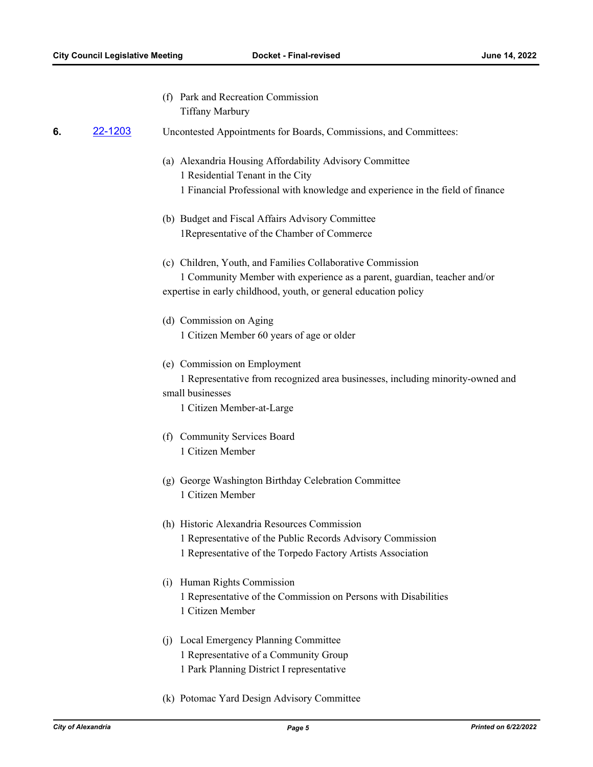(f) Park and Recreation Commission
Tiffany Marbury

**6.** 22-1203 Uncontested Appointments for Boards, Commissions, and Committees:

(a) Alexandria Housing Affordability Advisory Committee
1 Residential Tenant in the City
1 Financial Professional with knowledge and experience in the field of finance

(b) Budget and Fiscal Affairs Advisory Committee
1Representative of the Chamber of Commerce

(c) Children, Youth, and Families Collaborative Commission
1 Community Member with experience as a parent, guardian, teacher and/or expertise in early childhood, youth, or general education policy

(d) Commission on Aging
1 Citizen Member 60 years of age or older

(e) Commission on Employment
1 Representative from recognized area businesses, including minority-owned and small businesses
1 Citizen Member-at-Large

(f) Community Services Board
1 Citizen Member

(g) George Washington Birthday Celebration Committee
1 Citizen Member

(h) Historic Alexandria Resources Commission
1 Representative of the Public Records Advisory Commission
1 Representative of the Torpedo Factory Artists Association

(i) Human Rights Commission
1 Representative of the Commission on Persons with Disabilities
1 Citizen Member

(j) Local Emergency Planning Committee
1 Representative of a Community Group
1 Park Planning District I representative

(k) Potomac Yard Design Advisory Committee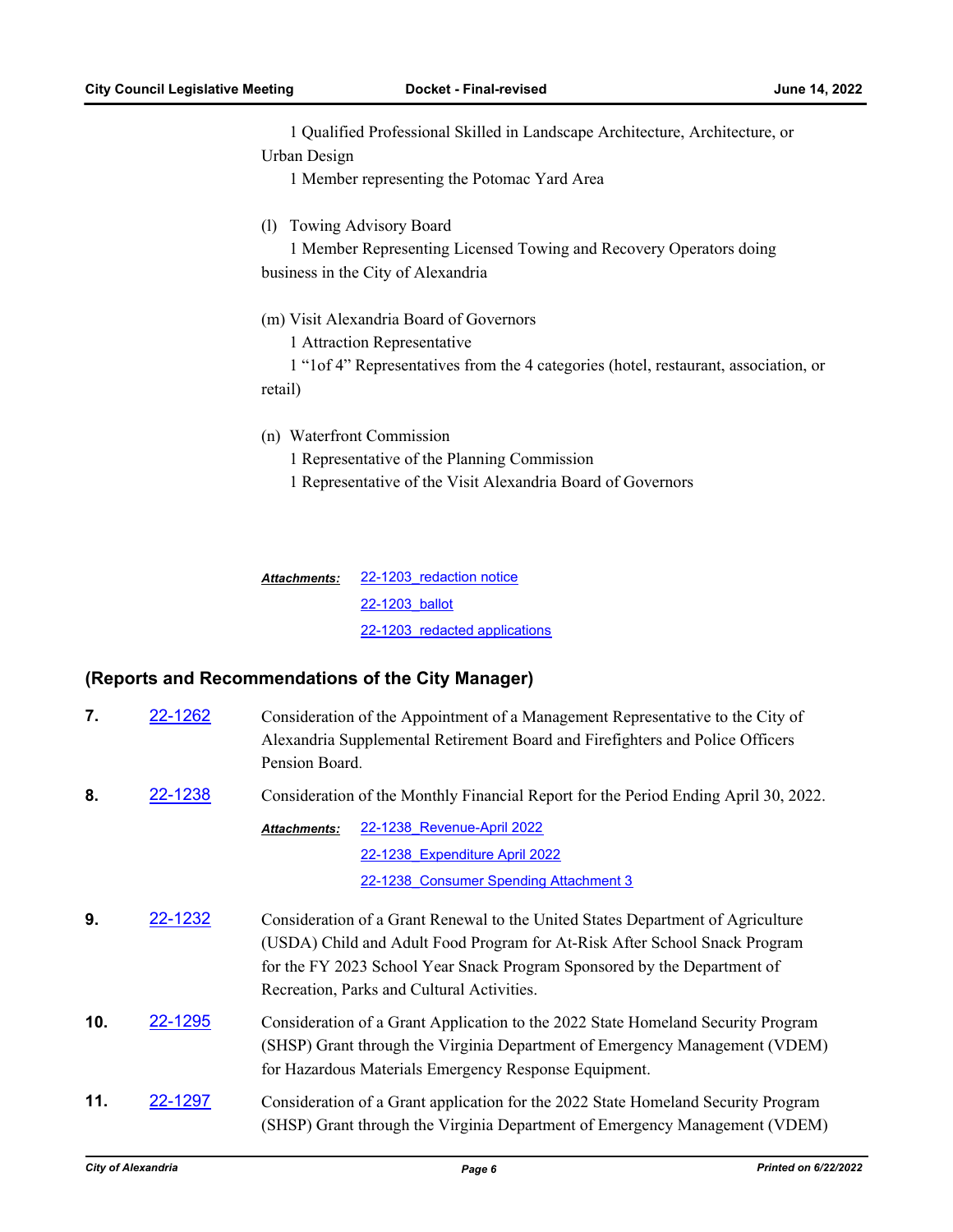1 Qualified Professional Skilled in Landscape Architecture, Architecture, or Urban Design

1 Member representing the Potomac Yard Area

(l) Towing Advisory Board

1 Member Representing Licensed Towing and Recovery Operators doing business in the City of Alexandria

(m) Visit Alexandria Board of Governors

1 Attraction Representative

1 "1of 4" Representatives from the 4 categories (hotel, restaurant, association, or retail)

(n) Waterfront Commission

1 Representative of the Planning Commission

1 Representative of the Visit Alexandria Board of Governors

***Attachments:*** 22-1203_redaction notice
22-1203_ballot
22-1203_redacted applications

## (Reports and Recommendations of the City Manager)

**7.** 22-1262 Consideration of the Appointment of a Management Representative to the City of Alexandria Supplemental Retirement Board and Firefighters and Police Officers Pension Board.

**8.** 22-1238 Consideration of the Monthly Financial Report for the Period Ending April 30, 2022.

***Attachments:*** 22-1238_Revenue-April 2022
22-1238_Expenditure April 2022
22-1238_Consumer Spending Attachment 3

**9.** 22-1232 Consideration of a Grant Renewal to the United States Department of Agriculture (USDA) Child and Adult Food Program for At-Risk After School Snack Program for the FY 2023 School Year Snack Program Sponsored by the Department of Recreation, Parks and Cultural Activities.

**10.** 22-1295 Consideration of a Grant Application to the 2022 State Homeland Security Program (SHSP) Grant through the Virginia Department of Emergency Management (VDEM) for Hazardous Materials Emergency Response Equipment.

**11.** 22-1297 Consideration of a Grant application for the 2022 State Homeland Security Program (SHSP) Grant through the Virginia Department of Emergency Management (VDEM)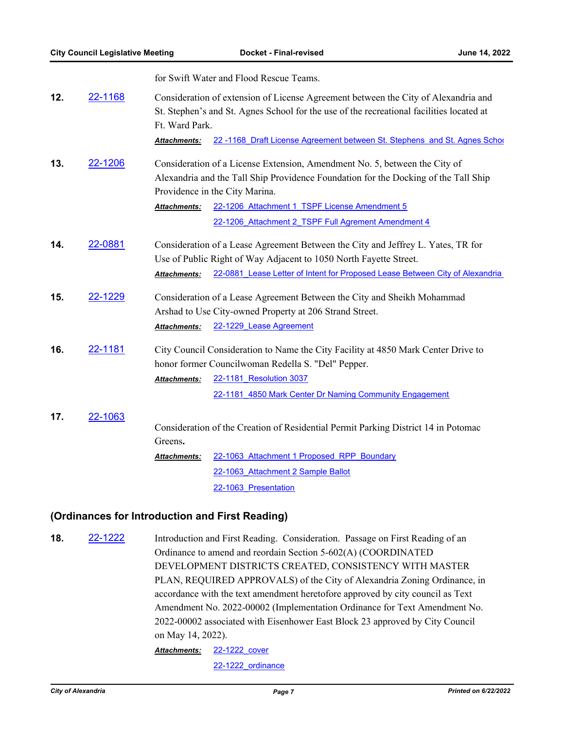for Swift Water and Flood Rescue Teams.

**12.** 22-1168

Consideration of extension of License Agreement between the City of Alexandria and St. Stephen's and St. Agnes School for the use of the recreational facilities located at Ft. Ward Park.

***Attachments:*** 22 -1168_Draft License Agreement between St. Stephens and St. Agnes Schoo

**13.** 22-1206

Consideration of a License Extension, Amendment No. 5, between the City of Alexandria and the Tall Ship Providence Foundation for the Docking of the Tall Ship Providence in the City Marina.

***Attachments:*** 22-1206_Attachment 1_TSPF License Amendment 5

22-1206_Attachment 2_TSPF Full Agrement Amendment 4

**14.** 22-0881

Consideration of a Lease Agreement Between the City and Jeffrey L. Yates, TR for Use of Public Right of Way Adjacent to 1050 North Fayette Street.

***Attachments:*** 22-0881_Lease Letter of Intent for Proposed Lease Between City of Alexandria

**15.** 22-1229

Consideration of a Lease Agreement Between the City and Sheikh Mohammad Arshad to Use City-owned Property at 206 Strand Street.

***Attachments:*** 22-1229_Lease Agreement

**16.** 22-1181

City Council Consideration to Name the City Facility at 4850 Mark Center Drive to honor former Councilwoman Redella S. "Del" Pepper.

***Attachments:*** 22-1181_Resolution 3037

22-1181_4850 Mark Center Dr Naming Community Engagement

**17.** 22-1063

Consideration of the Creation of Residential Permit Parking District 14 in Potomac Greens**.**

***Attachments:*** 22-1063_Attachment 1 Proposed_RPP_Boundary

22-1063_Attachment 2 Sample Ballot

22-1063_Presentation

## (Ordinances for Introduction and First Reading)

**18.** 22-1222

Introduction and First Reading. Consideration. Passage on First Reading of an Ordinance to amend and reordain Section 5-602(A) (COORDINATED DEVELOPMENT DISTRICTS CREATED, CONSISTENCY WITH MASTER PLAN, REQUIRED APPROVALS) of the City of Alexandria Zoning Ordinance, in accordance with the text amendment heretofore approved by city council as Text Amendment No. 2022-00002 (Implementation Ordinance for Text Amendment No. 2022-00002 associated with Eisenhower East Block 23 approved by City Council on May 14, 2022).

***Attachments:*** 22-1222_cover

22-1222_ordinance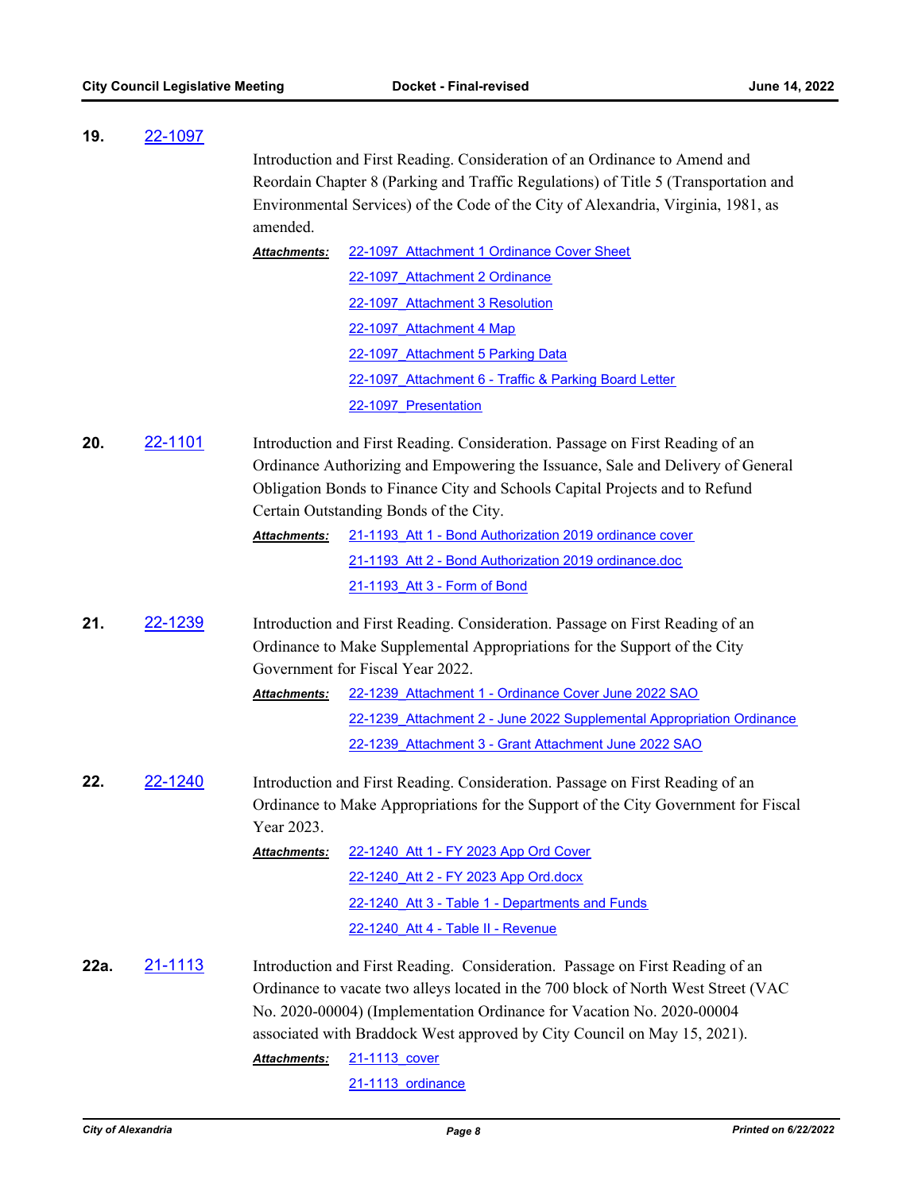**19.** 22-1097

Introduction and First Reading. Consideration of an Ordinance to Amend and Reordain Chapter 8 (Parking and Traffic Regulations) of Title 5 (Transportation and Environmental Services) of the Code of the City of Alexandria, Virginia, 1981, as amended.

***Attachments:***
- 22-1097_Attachment 1 Ordinance Cover Sheet
- 22-1097_Attachment 2 Ordinance
- 22-1097_Attachment 3 Resolution
- 22-1097_Attachment 4 Map
- 22-1097_Attachment 5 Parking Data
- 22-1097_Attachment 6 - Traffic & Parking Board Letter
- 22-1097_Presentation

**20.** 22-1101

Introduction and First Reading. Consideration. Passage on First Reading of an Ordinance Authorizing and Empowering the Issuance, Sale and Delivery of General Obligation Bonds to Finance City and Schools Capital Projects and to Refund Certain Outstanding Bonds of the City.

***Attachments:***
- 21-1193_Att 1 - Bond Authorization 2019 ordinance cover
- 21-1193_Att 2 - Bond Authorization 2019 ordinance.doc
- 21-1193_Att 3 - Form of Bond

**21.** 22-1239

Introduction and First Reading. Consideration. Passage on First Reading of an Ordinance to Make Supplemental Appropriations for the Support of the City Government for Fiscal Year 2022.

***Attachments:***
- 22-1239_Attachment 1 - Ordinance Cover June 2022 SAO
- 22-1239_Attachment 2 - June 2022 Supplemental Appropriation Ordinance
- 22-1239_Attachment 3 - Grant Attachment June 2022 SAO

**22.** 22-1240

Introduction and First Reading. Consideration. Passage on First Reading of an Ordinance to Make Appropriations for the Support of the City Government for Fiscal Year 2023.

***Attachments:***
- 22-1240_Att 1 - FY 2023 App Ord Cover
- 22-1240_Att 2 - FY 2023 App Ord.docx
- 22-1240_Att 3 - Table 1 - Departments and Funds
- 22-1240_Att 4 - Table II - Revenue

**22a.** 21-1113

Introduction and First Reading. Consideration. Passage on First Reading of an Ordinance to vacate two alleys located in the 700 block of North West Street (VAC No. 2020-00004) (Implementation Ordinance for Vacation No. 2020-00004 associated with Braddock West approved by City Council on May 15, 2021).

***Attachments:***
- 21-1113_cover
- 21-1113_ordinance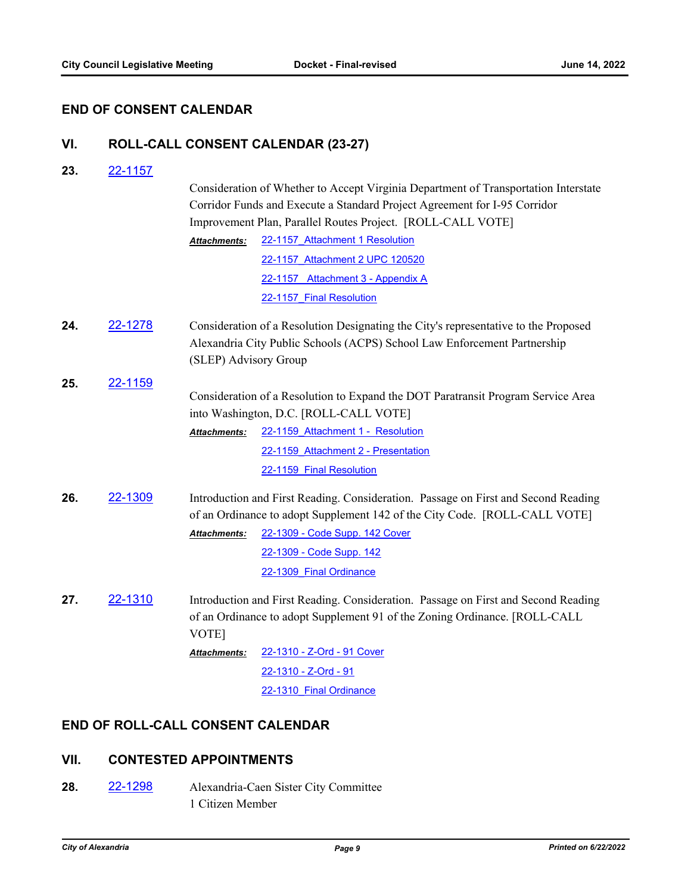## END OF CONSENT CALENDAR

## VI. ROLL-CALL CONSENT CALENDAR (23-27)

**23.** 22-1157

Consideration of Whether to Accept Virginia Department of Transportation Interstate Corridor Funds and Execute a Standard Project Agreement for I-95 Corridor Improvement Plan, Parallel Routes Project. [ROLL-CALL VOTE]

***Attachments:***
- 22-1157_Attachment 1 Resolution
- 22-1157_Attachment 2 UPC 120520
- 22-1157_ Attachment 3 - Appendix A
- 22-1157_Final Resolution

**24.** 22-1278

Consideration of a Resolution Designating the City's representative to the Proposed Alexandria City Public Schools (ACPS) School Law Enforcement Partnership (SLEP) Advisory Group

**25.** 22-1159

Consideration of a Resolution to Expand the DOT Paratransit Program Service Area into Washington, D.C. [ROLL-CALL VOTE]

***Attachments:***
- 22-1159_Attachment 1 - Resolution
- 22-1159_Attachment 2 - Presentation
- 22-1159_Final Resolution

**26.** 22-1309

Introduction and First Reading. Consideration. Passage on First and Second Reading of an Ordinance to adopt Supplement 142 of the City Code. [ROLL-CALL VOTE]

***Attachments:***
- 22-1309 - Code Supp. 142 Cover
- 22-1309 - Code Supp. 142
- 22-1309_Final Ordinance

**27.** 22-1310

Introduction and First Reading. Consideration. Passage on First and Second Reading of an Ordinance to adopt Supplement 91 of the Zoning Ordinance. [ROLL-CALL VOTE]

***Attachments:***
- 22-1310 - Z-Ord - 91 Cover
- 22-1310 - Z-Ord - 91
- 22-1310_Final Ordinance

## END OF ROLL-CALL CONSENT CALENDAR

## VII. CONTESTED APPOINTMENTS

**28.** 22-1298

Alexandria-Caen Sister City Committee
1 Citizen Member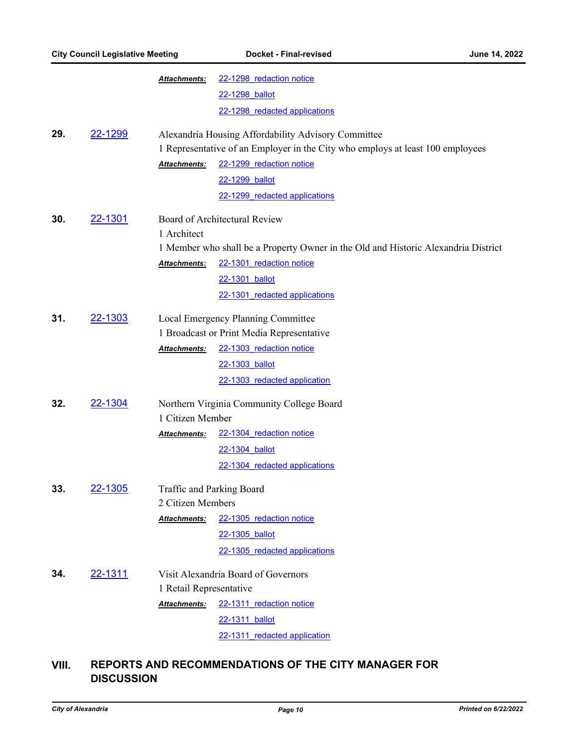***Attachments:*** 22-1298_redaction notice
22-1298_ballot
22-1298_redacted applications

**29.** 22-1299 Alexandria Housing Affordability Advisory Committee
1 Representative of an Employer in the City who employs at least 100 employees

***Attachments:*** 22-1299_redaction notice
22-1299_ballot
22-1299_redacted applications

**30.** 22-1301 Board of Architectural Review
1 Architect
1 Member who shall be a Property Owner in the Old and Historic Alexandria District

***Attachments:*** 22-1301_redaction notice
22-1301_ballot
22-1301_redacted applications

**31.** 22-1303 Local Emergency Planning Committee
1 Broadcast or Print Media Representative

***Attachments:*** 22-1303_redaction notice
22-1303_ballot
22-1303_redacted application

**32.** 22-1304 Northern Virginia Community College Board
1 Citizen Member

***Attachments:*** 22-1304_redaction notice
22-1304_ballot
22-1304_redacted applications

**33.** 22-1305 Traffic and Parking Board
2 Citizen Members

***Attachments:*** 22-1305_redaction notice
22-1305_ballot
22-1305_redacted applications

**34.** 22-1311 Visit Alexandria Board of Governors
1 Retail Representative

***Attachments:*** 22-1311_redaction notice
22-1311_ballot
22-1311_redacted application

## VIII. REPORTS AND RECOMMENDATIONS OF THE CITY MANAGER FOR DISCUSSION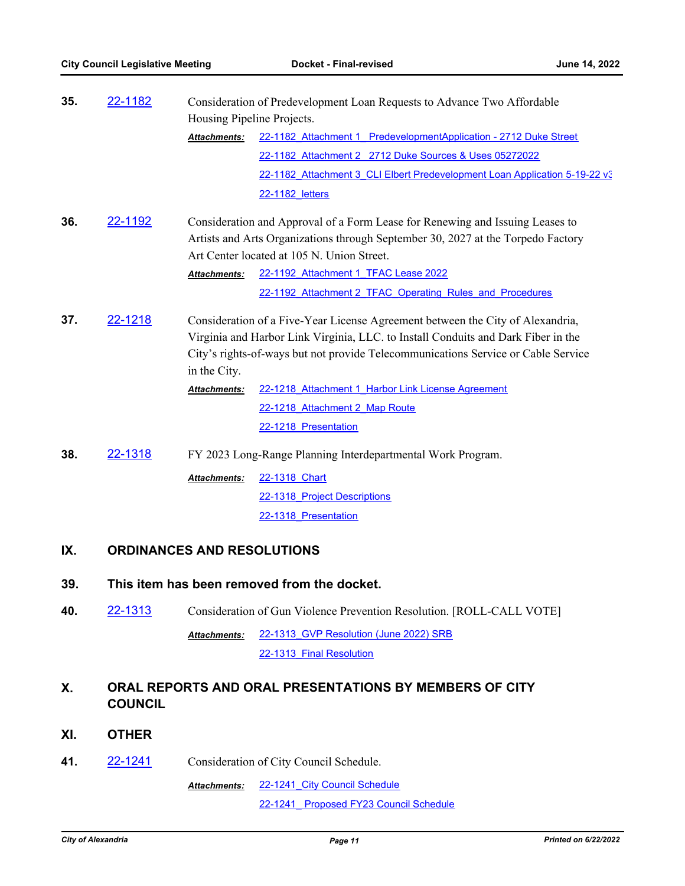**35.** 22-1182 Consideration of Predevelopment Loan Requests to Advance Two Affordable Housing Pipeline Projects.

*Attachments:* 22-1182_Attachment 1_ PredevelopmentApplication - 2712 Duke Street
22-1182_Attachment 2_ 2712 Duke Sources & Uses 05272022
22-1182_Attachment 3_CLI Elbert Predevelopment Loan Application 5-19-22 v3
22-1182_letters

**36.** 22-1192 Consideration and Approval of a Form Lease for Renewing and Issuing Leases to Artists and Arts Organizations through September 30, 2027 at the Torpedo Factory Art Center located at 105 N. Union Street.

*Attachments:* 22-1192_Attachment 1_TFAC Lease 2022
22-1192_Attachment 2_TFAC_Operating_Rules_and_Procedures

**37.** 22-1218 Consideration of a Five-Year License Agreement between the City of Alexandria, Virginia and Harbor Link Virginia, LLC. to Install Conduits and Dark Fiber in the City's rights-of-ways but not provide Telecommunications Service or Cable Service in the City.

*Attachments:* 22-1218_Attachment 1_Harbor Link License Agreement
22-1218_Attachment 2_Map Route
22-1218_Presentation

**38.** 22-1318 FY 2023 Long-Range Planning Interdepartmental Work Program.

*Attachments:* 22-1318_Chart
22-1318_Project Descriptions
22-1318_Presentation

## IX. ORDINANCES AND RESOLUTIONS

**39. This item has been removed from the docket.**

**40.** 22-1313 Consideration of Gun Violence Prevention Resolution. [ROLL-CALL VOTE]

*Attachments:* 22-1313_GVP Resolution (June 2022) SRB
22-1313_Final Resolution

## X. ORAL REPORTS AND ORAL PRESENTATIONS BY MEMBERS OF CITY COUNCIL

## XI. OTHER

**41.** 22-1241 Consideration of City Council Schedule.

*Attachments:* 22-1241_City Council Schedule
22-1241_ Proposed FY23 Council Schedule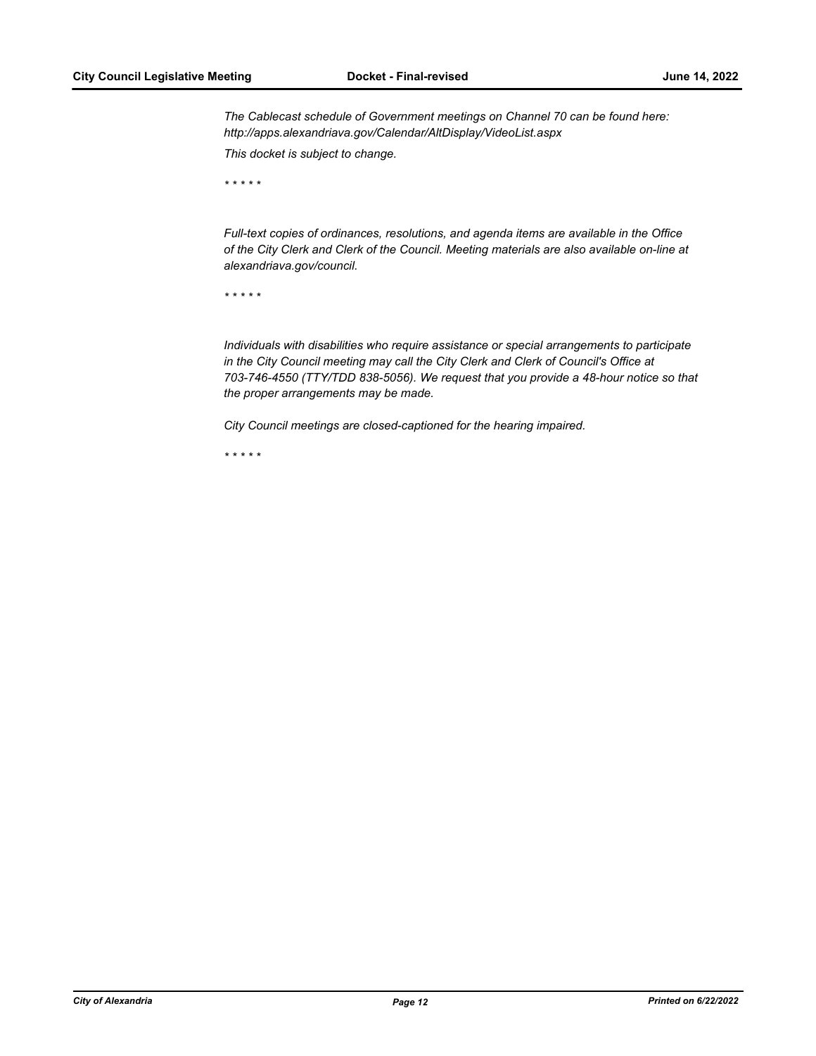*The Cablecast schedule of Government meetings on Channel 70 can be found here: http://apps.alexandriava.gov/Calendar/AltDisplay/VideoList.aspx*

*This docket is subject to change.*

*\* \* \* \* \**

*Full-text copies of ordinances, resolutions, and agenda items are available in the Office of the City Clerk and Clerk of the Council. Meeting materials are also available on-line at alexandriava.gov/council.*

*\* \* \* \* \**

*Individuals with disabilities who require assistance or special arrangements to participate in the City Council meeting may call the City Clerk and Clerk of Council's Office at 703-746-4550 (TTY/TDD 838-5056). We request that you provide a 48-hour notice so that the proper arrangements may be made.*

*City Council meetings are closed-captioned for the hearing impaired.*

*\* \* \* \* \**